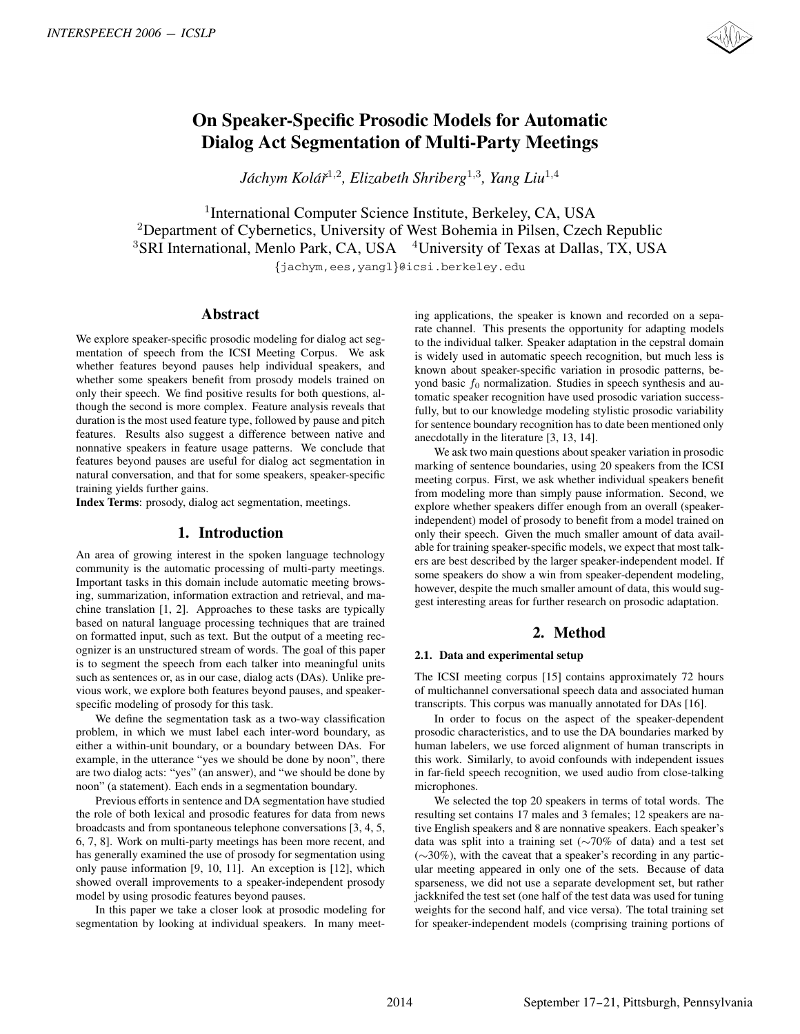# On Speaker-Specific Prosodic Models for Automatic Dialog Act Segmentation of Multi-Party Meetings

*Jáchym Kolář*[1,2], *Elizabeth Shriberg*[1,3], *Yang Liu*[1,4]

[1]International Computer Science Institute, Berkeley, CA, USA
[2]Department of Cybernetics, University of West Bohemia in Pilsen, Czech Republic
[3]SRI International, Menlo Park, CA, USA [4]University of Texas at Dallas, TX, USA

{jachym,ees,yangl}@icsi.berkeley.edu

## Abstract

We explore speaker-specific prosodic modeling for dialog act segmentation of speech from the ICSI Meeting Corpus. We ask whether features beyond pauses help individual speakers, and whether some speakers benefit from prosody models trained on only their speech. We find positive results for both questions, although the second is more complex. Feature analysis reveals that duration is the most used feature type, followed by pause and pitch features. Results also suggest a difference between native and nonnative speakers in feature usage patterns. We conclude that features beyond pauses are useful for dialog act segmentation in natural conversation, and that for some speakers, speaker-specific training yields further gains.

**Index Terms**: prosody, dialog act segmentation, meetings.

## 1. Introduction

An area of growing interest in the spoken language technology community is the automatic processing of multi-party meetings. Important tasks in this domain include automatic meeting browsing, summarization, information extraction and retrieval, and machine translation [1, 2]. Approaches to these tasks are typically based on natural language processing techniques that are trained on formatted input, such as text. But the output of a meeting recognizer is an unstructured stream of words. The goal of this paper is to segment the speech from each talker into meaningful units such as sentences or, as in our case, dialog acts (DAs). Unlike previous work, we explore both features beyond pauses, and speaker-specific modeling of prosody for this task.

We define the segmentation task as a two-way classification problem, in which we must label each inter-word boundary, as either a within-unit boundary, or a boundary between DAs. For example, in the utterance "yes we should be done by noon", there are two dialog acts: "yes" (an answer), and "we should be done by noon" (a statement). Each ends in a segmentation boundary.

Previous efforts in sentence and DA segmentation have studied the role of both lexical and prosodic features for data from news broadcasts and from spontaneous telephone conversations [3, 4, 5, 6, 7, 8]. Work on multi-party meetings has been more recent, and has generally examined the use of prosody for segmentation using only pause information [9, 10, 11]. An exception is [12], which showed overall improvements to a speaker-independent prosody model by using prosodic features beyond pauses.

In this paper we take a closer look at prosodic modeling for segmentation by looking at individual speakers. In many meeting applications, the speaker is known and recorded on a separate channel. This presents the opportunity for adapting models to the individual talker. Speaker adaptation in the cepstral domain is widely used in automatic speech recognition, but much less is known about speaker-specific variation in prosodic patterns, beyond basic $f_0$ normalization. Studies in speech synthesis and automatic speaker recognition have used prosodic variation successfully, but to our knowledge modeling stylistic prosodic variability for sentence boundary recognition has to date been mentioned only anecdotally in the literature [3, 13, 14].

We ask two main questions about speaker variation in prosodic marking of sentence boundaries, using 20 speakers from the ICSI meeting corpus. First, we ask whether individual speakers benefit from modeling more than simply pause information. Second, we explore whether speakers differ enough from an overall (speaker-independent) model of prosody to benefit from a model trained on only their speech. Given the much smaller amount of data available for training speaker-specific models, we expect that most talkers are best described by the larger speaker-independent model. If some speakers do show a win from speaker-dependent modeling, however, despite the much smaller amount of data, this would suggest interesting areas for further research on prosodic adaptation.

## 2. Method

### 2.1. Data and experimental setup

The ICSI meeting corpus [15] contains approximately 72 hours of multichannel conversational speech data and associated human transcripts. This corpus was manually annotated for DAs [16].

In order to focus on the aspect of the speaker-dependent prosodic characteristics, and to use the DA boundaries marked by human labelers, we use forced alignment of human transcripts in this work. Similarly, to avoid confounds with independent issues in far-field speech recognition, we used audio from close-talking microphones.

We selected the top 20 speakers in terms of total words. The resulting set contains 17 males and 3 females; 12 speakers are native English speakers and 8 are nonnative speakers. Each speaker's data was split into a training set (∼70% of data) and a test set (∼30%), with the caveat that a speaker's recording in any particular meeting appeared in only one of the sets. Because of data sparseness, we did not use a separate development set, but rather jackknifed the test set (one half of the test data was used for tuning weights for the second half, and vice versa). The total training set for speaker-independent models (comprising training portions of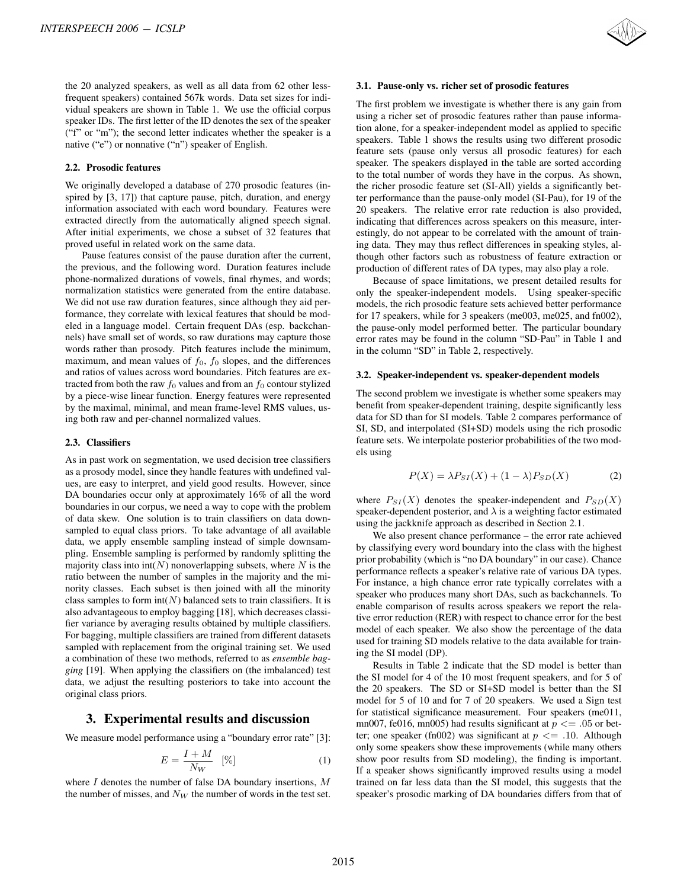the 20 analyzed speakers, as well as all data from 62 other less-frequent speakers) contained 567k words. Data set sizes for individual speakers are shown in Table 1. We use the official corpus speaker IDs. The first letter of the ID denotes the sex of the speaker ("f" or "m"); the second letter indicates whether the speaker is a native ("e") or nonnative ("n") speaker of English.

### 2.2. Prosodic features

We originally developed a database of 270 prosodic features (inspired by [3, 17]) that capture pause, pitch, duration, and energy information associated with each word boundary. Features were extracted directly from the automatically aligned speech signal. After initial experiments, we chose a subset of 32 features that proved useful in related work on the same data.

Pause features consist of the pause duration after the current, the previous, and the following word. Duration features include phone-normalized durations of vowels, final rhymes, and words; normalization statistics were generated from the entire database. We did not use raw duration features, since although they aid performance, they correlate with lexical features that should be modeled in a language model. Certain frequent DAs (esp. backchannels) have small set of words, so raw durations may capture those words rather than prosody. Pitch features include the minimum, maximum, and mean values of $f_0$, $f_0$ slopes, and the differences and ratios of values across word boundaries. Pitch features are extracted from both the raw $f_0$ values and from an $f_0$ contour stylized by a piece-wise linear function. Energy features were represented by the maximal, minimal, and mean frame-level RMS values, using both raw and per-channel normalized values.

### 2.3. Classifiers

As in past work on segmentation, we used decision tree classifiers as a prosody model, since they handle features with undefined values, are easy to interpret, and yield good results. However, since DA boundaries occur only at approximately 16% of all the word boundaries in our corpus, we need a way to cope with the problem of data skew. One solution is to train classifiers on data downsampled to equal class priors. To take advantage of all available data, we apply ensemble sampling instead of simple downsampling. Ensemble sampling is performed by randomly splitting the majority class into int($N$) nonoverlapping subsets, where $N$ is the ratio between the number of samples in the majority and the minority classes. Each subset is then joined with all the minority class samples to form int($N$) balanced sets to train classifiers. It is also advantageous to employ bagging [18], which decreases classifier variance by averaging results obtained by multiple classifiers. For bagging, multiple classifiers are trained from different datasets sampled with replacement from the original training set. We used a combination of these two methods, referred to as *ensemble bagging* [19]. When applying the classifiers on (the imbalanced) test data, we adjust the resulting posteriors to take into account the original class priors.

## 3. Experimental results and discussion

We measure model performance using a "boundary error rate" [3]:

$$E = \frac{I + M}{N_W} \quad [\%] \tag{1}$$

where $I$ denotes the number of false DA boundary insertions, $M$ the number of misses, and $N_W$ the number of words in the test set.

### 3.1. Pause-only vs. richer set of prosodic features

The first problem we investigate is whether there is any gain from using a richer set of prosodic features rather than pause information alone, for a speaker-independent model as applied to specific speakers. Table 1 shows the results using two different prosodic feature sets (pause only versus all prosodic features) for each speaker. The speakers displayed in the table are sorted according to the total number of words they have in the corpus. As shown, the richer prosodic feature set (SI-All) yields a significantly better performance than the pause-only model (SI-Pau), for 19 of the 20 speakers. The relative error rate reduction is also provided, indicating that differences across speakers on this measure, interestingly, do not appear to be correlated with the amount of training data. They may thus reflect differences in speaking styles, although other factors such as robustness of feature extraction or production of different rates of DA types, may also play a role.

Because of space limitations, we present detailed results for only the speaker-independent models. Using speaker-specific models, the rich prosodic feature sets achieved better performance for 17 speakers, while for 3 speakers (me003, me025, and fn002), the pause-only model performed better. The particular boundary error rates may be found in the column "SD-Pau" in Table 1 and in the column "SD" in Table 2, respectively.

### 3.2. Speaker-independent vs. speaker-dependent models

The second problem we investigate is whether some speakers may benefit from speaker-dependent training, despite significantly less data for SD than for SI models. Table 2 compares performance of SI, SD, and interpolated (SI+SD) models using the rich prosodic feature sets. We interpolate posterior probabilities of the two models using

$$P(X) = \lambda P_{SI}(X) + (1 - \lambda) P_{SD}(X) \tag{2}$$

where $P_{SI}(X)$ denotes the speaker-independent and $P_{SD}(X)$ speaker-dependent posterior, and $\lambda$ is a weighting factor estimated using the jackknife approach as described in Section 2.1.

We also present chance performance – the error rate achieved by classifying every word boundary into the class with the highest prior probability (which is "no DA boundary" in our case). Chance performance reflects a speaker's relative rate of various DA types. For instance, a high chance error rate typically correlates with a speaker who produces many short DAs, such as backchannels. To enable comparison of results across speakers we report the relative error reduction (RER) with respect to chance error for the best model of each speaker. We also show the percentage of the data used for training SD models relative to the data available for training the SI model (DP).

Results in Table 2 indicate that the SD model is better than the SI model for 4 of the 10 most frequent speakers, and for 5 of the 20 speakers. The SD or SI+SD model is better than the SI model for 5 of 10 and for 7 of 20 speakers. We used a Sign test for statistical significance measurement. Four speakers (me011, mn007, fe016, mn005) had results significant at $p <= .05$ or better; one speaker (fn002) was significant at $p <= .10$. Although only some speakers show these improvements (while many others show poor results from SD modeling), the finding is important. If a speaker shows significantly improved results using a model trained on far less data than the SI model, this suggests that the speaker's prosodic marking of DA boundaries differs from that of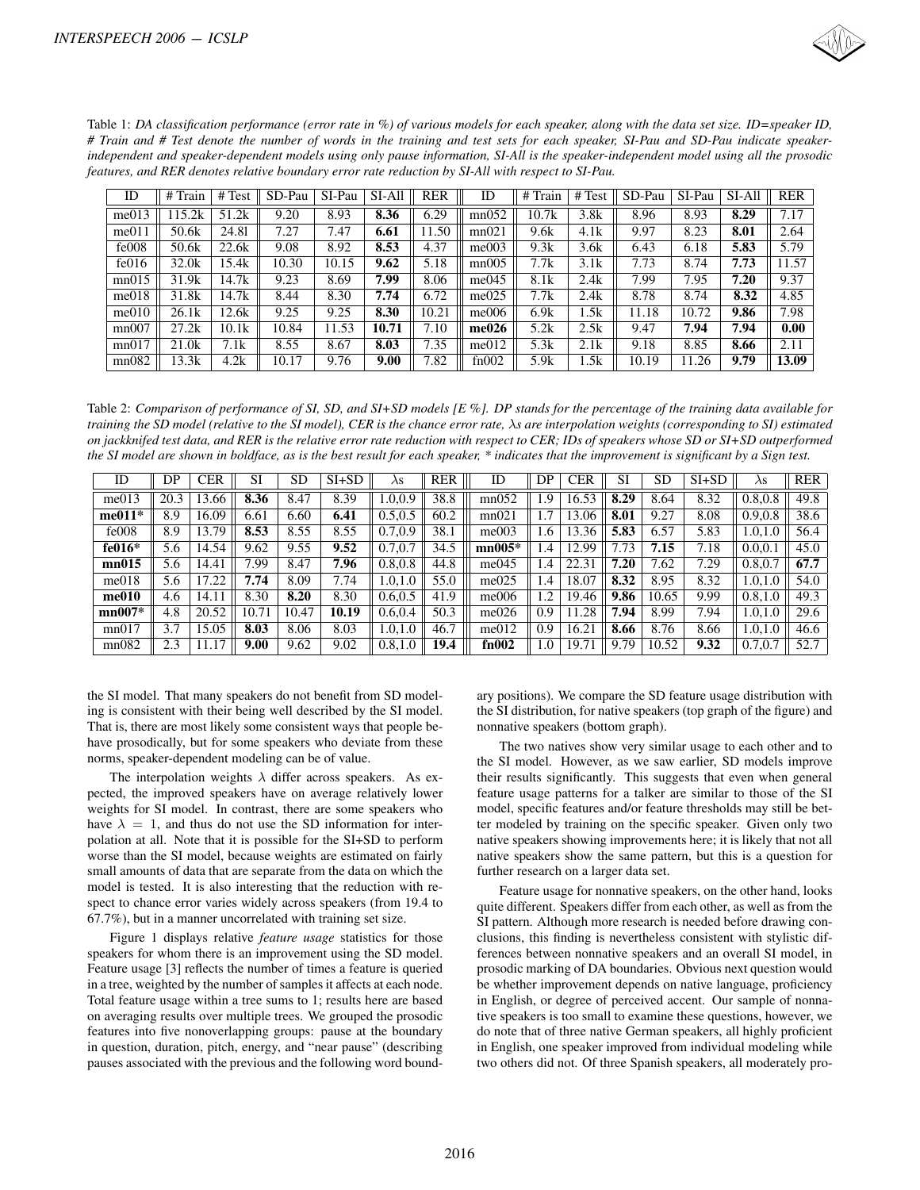Table 1: *DA classification performance (error rate in %) of various models for each speaker, along with the data set size. ID=speaker ID, # Train and # Test denote the number of words in the training and test sets for each speaker, SI-Pau and SD-Pau indicate speaker-independent and speaker-dependent models using only pause information, SI-All is the speaker-independent model using all the prosodic features, and RER denotes relative boundary error rate reduction by SI-All with respect to SI-Pau.*

| ID | # Train | # Test | SD-Pau | SI-Pau | SI-All | RER | ID | # Train | # Test | SD-Pau | SI-Pau | SI-All | RER |
|---|---|---|---|---|---|---|---|---|---|---|---|---|---|
| me013 | 115.2k | 51.2k | 9.20 | 8.93 | **8.36** | 6.29 | mn052 | 10.7k | 3.8k | 8.96 | 8.93 | **8.29** | 7.17 |
| me011 | 50.6k | 24.8l | 7.27 | 7.47 | **6.61** | 11.50 | mn021 | 9.6k | 4.1k | 9.97 | 8.23 | **8.01** | 2.64 |
| fe008 | 50.6k | 22.6k | 9.08 | 8.92 | **8.53** | 4.37 | me003 | 9.3k | 3.6k | 6.43 | 6.18 | **5.83** | 5.79 |
| fe016 | 32.0k | 15.4k | 10.30 | 10.15 | **9.62** | 5.18 | mn005 | 7.7k | 3.1k | 7.73 | 8.74 | **7.73** | 11.57 |
| mn015 | 31.9k | 14.7k | 9.23 | 8.69 | **7.99** | 8.06 | me045 | 8.1k | 2.4k | 7.99 | 7.95 | **7.20** | 9.37 |
| me018 | 31.8k | 14.7k | 8.44 | 8.30 | **7.74** | 6.72 | me025 | 7.7k | 2.4k | 8.78 | 8.74 | **8.32** | 4.85 |
| me010 | 26.1k | 12.6k | 9.25 | 9.25 | **8.30** | 10.21 | me006 | 6.9k | 1.5k | 11.18 | 10.72 | **9.86** | 7.98 |
| mn007 | 27.2k | 10.1k | 10.84 | 11.53 | **10.71** | 7.10 | **me026** | 5.2k | 2.5k | 9.47 | **7.94** | **7.94** | **0.00** |
| mn017 | 21.0k | 7.1k | 8.55 | 8.67 | **8.03** | 7.35 | me012 | 5.3k | 2.1k | 9.18 | 8.85 | **8.66** | 2.11 |
| mn082 | 13.3k | 4.2k | 10.17 | 9.76 | **9.00** | 7.82 | fn002 | 5.9k | 1.5k | 10.19 | 11.26 | **9.79** | **13.09** |

Table 2: *Comparison of performance of SI, SD, and SI+SD models [E %]. DP stands for the percentage of the training data available for training the SD model (relative to the SI model), CER is the chance error rate, $\lambda$s are interpolation weights (corresponding to SI) estimated on jackknifed test data, and RER is the relative error rate reduction with respect to CER; IDs of speakers whose SD or SI+SD outperformed the SI model are shown in boldface, as is the best result for each speaker, * indicates that the improvement is significant by a Sign test.*

| ID | DP | CER | SI | SD | SI+SD | $\lambda$s | RER | ID | DP | CER | SI | SD | SI+SD | $\lambda$s | RER |
|---|---|---|---|---|---|---|---|---|---|---|---|---|---|---|---|
| me013 | 20.3 | 13.66 | **8.36** | 8.47 | 8.39 | 1.0,0.9 | 38.8 | mn052 | 1.9 | 16.53 | **8.29** | 8.64 | 8.32 | 0.8,0.8 | 49.8 |
| **me011*** | 8.9 | 16.09 | 6.61 | 6.60 | **6.41** | 0.5,0.5 | 60.2 | mn021 | 1.7 | 13.06 | **8.01** | 9.27 | 8.08 | 0.9,0.8 | 38.6 |
| fe008 | 8.9 | 13.79 | **8.53** | 8.55 | 8.55 | 0.7,0.9 | 38.1 | me003 | 1.6 | 13.36 | **5.83** | 6.57 | 5.83 | 1.0,1.0 | 56.4 |
| **fe016*** | 5.6 | 14.54 | 9.62 | 9.55 | **9.52** | 0.7,0.7 | 34.5 | **mn005*** | 1.4 | 12.99 | 7.73 | **7.15** | 7.18 | 0.0,0.1 | 45.0 |
| **mn015** | 5.6 | 14.41 | 7.99 | 8.47 | **7.96** | 0.8,0.8 | 44.8 | me045 | 1.4 | 22.31 | **7.20** | 7.62 | 7.29 | 0.8,0.7 | **67.7** |
| me018 | 5.6 | 17.22 | **7.74** | 8.09 | 7.74 | 1.0,1.0 | 55.0 | me025 | 1.4 | 18.07 | **8.32** | 8.95 | 8.32 | 1.0,1.0 | 54.0 |
| **me010** | 4.6 | 14.11 | 8.30 | **8.20** | 8.30 | 0.6,0.5 | 41.9 | me006 | 1.2 | 19.46 | **9.86** | 10.65 | 9.99 | 0.8,1.0 | 49.3 |
| **mn007*** | 4.8 | 20.52 | 10.71 | 10.47 | **10.19** | 0.6,0.4 | 50.3 | me026 | 0.9 | 11.28 | **7.94** | 8.99 | 7.94 | 1.0,1.0 | 29.6 |
| mn017 | 3.7 | 15.05 | **8.03** | 8.06 | 8.03 | 1.0,1.0 | 46.7 | me012 | 0.9 | 16.21 | **8.66** | 8.76 | 8.66 | 1.0,1.0 | 46.6 |
| mn082 | 2.3 | 11.17 | **9.00** | 9.62 | 9.02 | 0.8,1.0 | **19.4** | **fn002** | 1.0 | 19.71 | 9.79 | 10.52 | **9.32** | 0.7,0.7 | 52.7 |

the SI model. That many speakers do not benefit from SD modeling is consistent with their being well described by the SI model. That is, there are most likely some consistent ways that people behave prosodically, but for some speakers who deviate from these norms, speaker-dependent modeling can be of value.

The interpolation weights $\lambda$ differ across speakers. As expected, the improved speakers have on average relatively lower weights for SI model. In contrast, there are some speakers who have $\lambda = 1$, and thus do not use the SD information for interpolation at all. Note that it is possible for the SI+SD to perform worse than the SI model, because weights are estimated on fairly small amounts of data that are separate from the data on which the model is tested. It is also interesting that the reduction with respect to chance error varies widely across speakers (from 19.4 to 67.7%), but in a manner uncorrelated with training set size.

Figure 1 displays relative *feature usage* statistics for those speakers for whom there is an improvement using the SD model. Feature usage [3] reflects the number of times a feature is queried in a tree, weighted by the number of samples it affects at each node. Total feature usage within a tree sums to 1; results here are based on averaging results over multiple trees. We grouped the prosodic features into five nonoverlapping groups: pause at the boundary in question, duration, pitch, energy, and "near pause" (describing pauses associated with the previous and the following word boundary positions). We compare the SD feature usage distribution with the SI distribution, for native speakers (top graph of the figure) and nonnative speakers (bottom graph).

The two natives show very similar usage to each other and to the SI model. However, as we saw earlier, SD models improve their results significantly. This suggests that even when general feature usage patterns for a talker are similar to those of the SI model, specific features and/or feature thresholds may still be better modeled by training on the specific speaker. Given only two native speakers showing improvements here; it is likely that not all native speakers show the same pattern, but this is a question for further research on a larger data set.

Feature usage for nonnative speakers, on the other hand, looks quite different. Speakers differ from each other, as well as from the SI pattern. Although more research is needed before drawing conclusions, this finding is nevertheless consistent with stylistic differences between nonnative speakers and an overall SI model, in prosodic marking of DA boundaries. Obvious next question would be whether improvement depends on native language, proficiency in English, or degree of perceived accent. Our sample of nonnative speakers is too small to examine these questions, however, we do note that of three native German speakers, all highly proficient in English, one speaker improved from individual modeling while two others did not. Of three Spanish speakers, all moderately pro-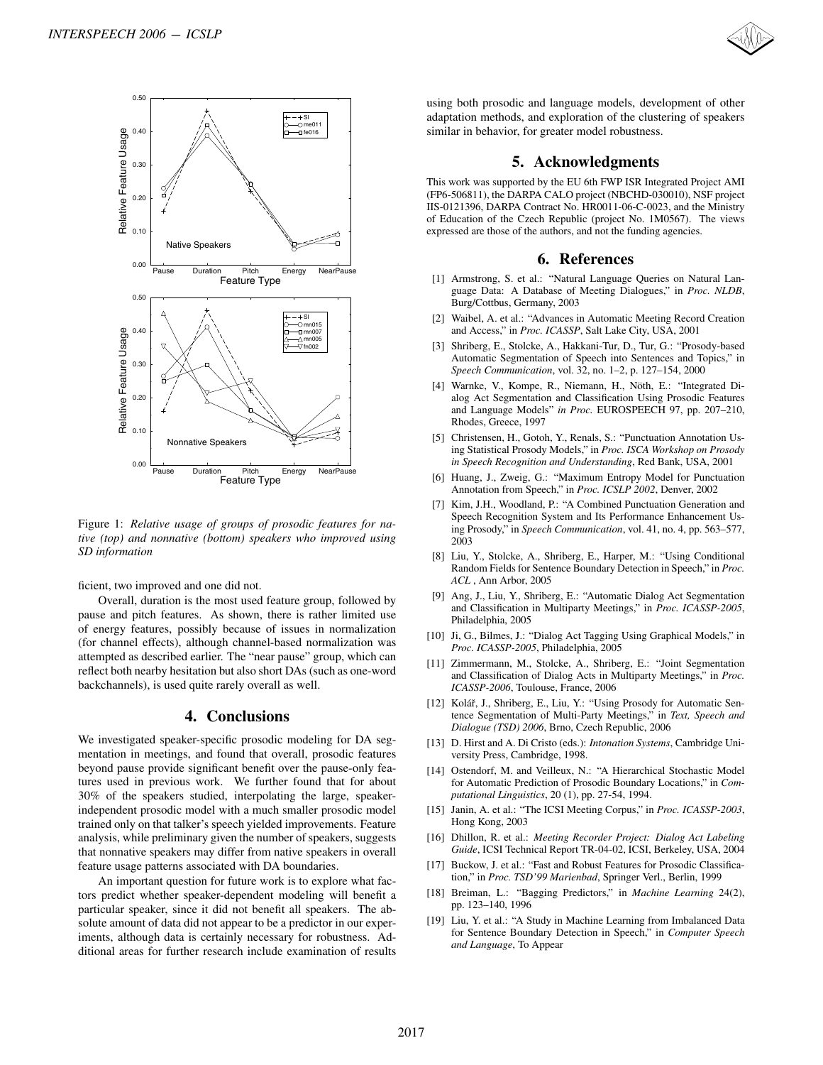0.50
0.40
0.30
0.20
0.10
0.00
Relative Feature Usage
SI
me011
fe016
Native Speakers
Pause Duration Pitch Energy NearPause
Feature Type

0.50
0.40
0.30
0.20
0.10
0.00
Relative Feature Usage
SI
mn015
mn007
mn005
fn002
Nonnative Speakers
Pause Duration Pitch Energy NearPause
Feature Type

Figure 1: *Relative usage of groups of prosodic features for native (top) and nonnative (bottom) speakers who improved using SD information*

ficient, two improved and one did not.

Overall, duration is the most used feature group, followed by pause and pitch features. As shown, there is rather limited use of energy features, possibly because of issues in normalization (for channel effects), although channel-based normalization was attempted as described earlier. The "near pause" group, which can reflect both nearby hesitation but also short DAs (such as one-word backchannels), is used quite rarely overall as well.

## 4. Conclusions

We investigated speaker-specific prosodic modeling for DA segmentation in meetings, and found that overall, prosodic features beyond pause provide significant benefit over the pause-only features used in previous work. We further found that for about 30% of the speakers studied, interpolating the large, speaker-independent prosodic model with a much smaller prosodic model trained only on that talker's speech yielded improvements. Feature analysis, while preliminary given the number of speakers, suggests that nonnative speakers may differ from native speakers in overall feature usage patterns associated with DA boundaries.

An important question for future work is to explore what factors predict whether speaker-dependent modeling will benefit a particular speaker, since it did not benefit all speakers. The absolute amount of data did not appear to be a predictor in our experiments, although data is certainly necessary for robustness. Additional areas for further research include examination of results using both prosodic and language models, development of other adaptation methods, and exploration of the clustering of speakers similar in behavior, for greater model robustness.

## 5. Acknowledgments

This work was supported by the EU 6th FWP ISR Integrated Project AMI (FP6-506811), the DARPA CALO project (NBCHD-030010), NSF project IIS-0121396, DARPA Contract No. HR0011-06-C-0023, and the Ministry of Education of the Czech Republic (project No. 1M0567). The views expressed are those of the authors, and not the funding agencies.

## 6. References

[1] Armstrong, S. et al.: "Natural Language Queries on Natural Language Data: A Database of Meeting Dialogues," in *Proc. NLDB*, Burg/Cottbus, Germany, 2003

[2] Waibel, A. et al.: "Advances in Automatic Meeting Record Creation and Access," in *Proc. ICASSP*, Salt Lake City, USA, 2001

[3] Shriberg, E., Stolcke, A., Hakkani-Tur, D., Tur, G.: "Prosody-based Automatic Segmentation of Speech into Sentences and Topics," in *Speech Communication*, vol. 32, no. 1–2, p. 127–154, 2000

[4] Warnke, V., Kompe, R., Niemann, H., Nöth, E.: "Integrated Dialog Act Segmentation and Classification Using Prosodic Features and Language Models" *in Proc.* EUROSPEECH 97, pp. 207–210, Rhodes, Greece, 1997

[5] Christensen, H., Gotoh, Y., Renals, S.: "Punctuation Annotation Using Statistical Prosody Models," in *Proc. ISCA Workshop on Prosody in Speech Recognition and Understanding*, Red Bank, USA, 2001

[6] Huang, J., Zweig, G.: "Maximum Entropy Model for Punctuation Annotation from Speech," in *Proc. ICSLP 2002*, Denver, 2002

[7] Kim, J.H., Woodland, P.: "A Combined Punctuation Generation and Speech Recognition System and Its Performance Enhancement Using Prosody," in *Speech Communication*, vol. 41, no. 4, pp. 563–577, 2003

[8] Liu, Y., Stolcke, A., Shriberg, E., Harper, M.: "Using Conditional Random Fields for Sentence Boundary Detection in Speech," in *Proc. ACL* , Ann Arbor, 2005

[9] Ang, J., Liu, Y., Shriberg, E.: "Automatic Dialog Act Segmentation and Classification in Multiparty Meetings," in *Proc. ICASSP-2005*, Philadelphia, 2005

[10] Ji, G., Bilmes, J.: "Dialog Act Tagging Using Graphical Models," in *Proc. ICASSP-2005*, Philadelphia, 2005

[11] Zimmermann, M., Stolcke, A., Shriberg, E.: "Joint Segmentation and Classification of Dialog Acts in Multiparty Meetings," in *Proc. ICASSP-2006*, Toulouse, France, 2006

[12] Kolář, J., Shriberg, E., Liu, Y.: "Using Prosody for Automatic Sentence Segmentation of Multi-Party Meetings," in *Text, Speech and Dialogue (TSD) 2006*, Brno, Czech Republic, 2006

[13] D. Hirst and A. Di Cristo (eds.): *Intonation Systems*, Cambridge University Press, Cambridge, 1998.

[14] Ostendorf, M. and Veilleux, N.: "A Hierarchical Stochastic Model for Automatic Prediction of Prosodic Boundary Locations," in *Computational Linguistics*, 20 (1), pp. 27-54, 1994.

[15] Janin, A. et al.: "The ICSI Meeting Corpus," in *Proc. ICASSP-2003*, Hong Kong, 2003

[16] Dhillon, R. et al.: *Meeting Recorder Project: Dialog Act Labeling Guide*, ICSI Technical Report TR-04-02, ICSI, Berkeley, USA, 2004

[17] Buckow, J. et al.: "Fast and Robust Features for Prosodic Classification," in *Proc. TSD'99 Marienbad*, Springer Verl., Berlin, 1999

[18] Breiman, L.: "Bagging Predictors," in *Machine Learning* 24(2), pp. 123–140, 1996

[19] Liu, Y. et al.: "A Study in Machine Learning from Imbalanced Data for Sentence Boundary Detection in Speech," in *Computer Speech and Language*, To Appear